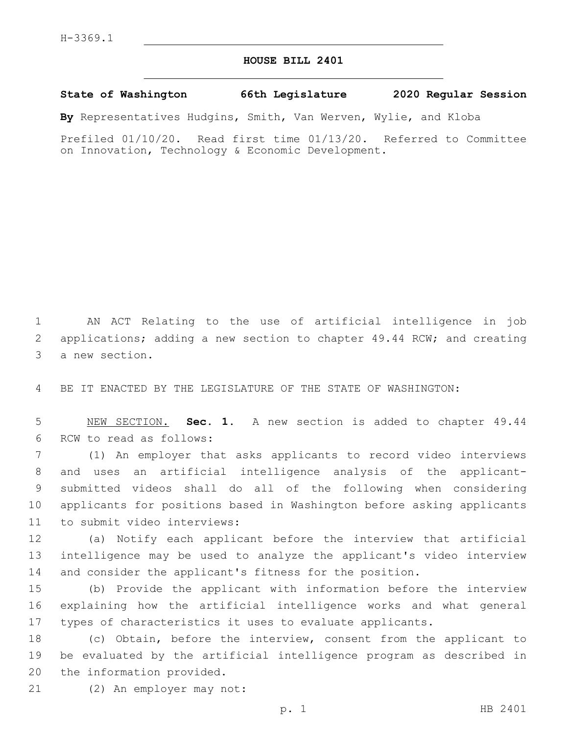H-3369.1

# HOUSE BILL 2401

**State of Washington 66th Legislature 2020 Regular Session**

**By** Representatives Hudgins, Smith, Van Werven, Wylie, and Kloba

Prefiled 01/10/20. Read first time 01/13/20. Referred to Committee on Innovation, Technology & Economic Development.

AN ACT Relating to the use of artificial intelligence in job applications; adding a new section to chapter 49.44 RCW; and creating a new section.

BE IT ENACTED BY THE LEGISLATURE OF THE STATE OF WASHINGTON:

NEW SECTION. **Sec. 1.** A new section is added to chapter 49.44 RCW to read as follows:

(1) An employer that asks applicants to record video interviews and uses an artificial intelligence analysis of the applicant-submitted videos shall do all of the following when considering applicants for positions based in Washington before asking applicants to submit video interviews:

(a) Notify each applicant before the interview that artificial intelligence may be used to analyze the applicant's video interview and consider the applicant's fitness for the position.

(b) Provide the applicant with information before the interview explaining how the artificial intelligence works and what general types of characteristics it uses to evaluate applicants.

(c) Obtain, before the interview, consent from the applicant to be evaluated by the artificial intelligence program as described in the information provided.

(2) An employer may not: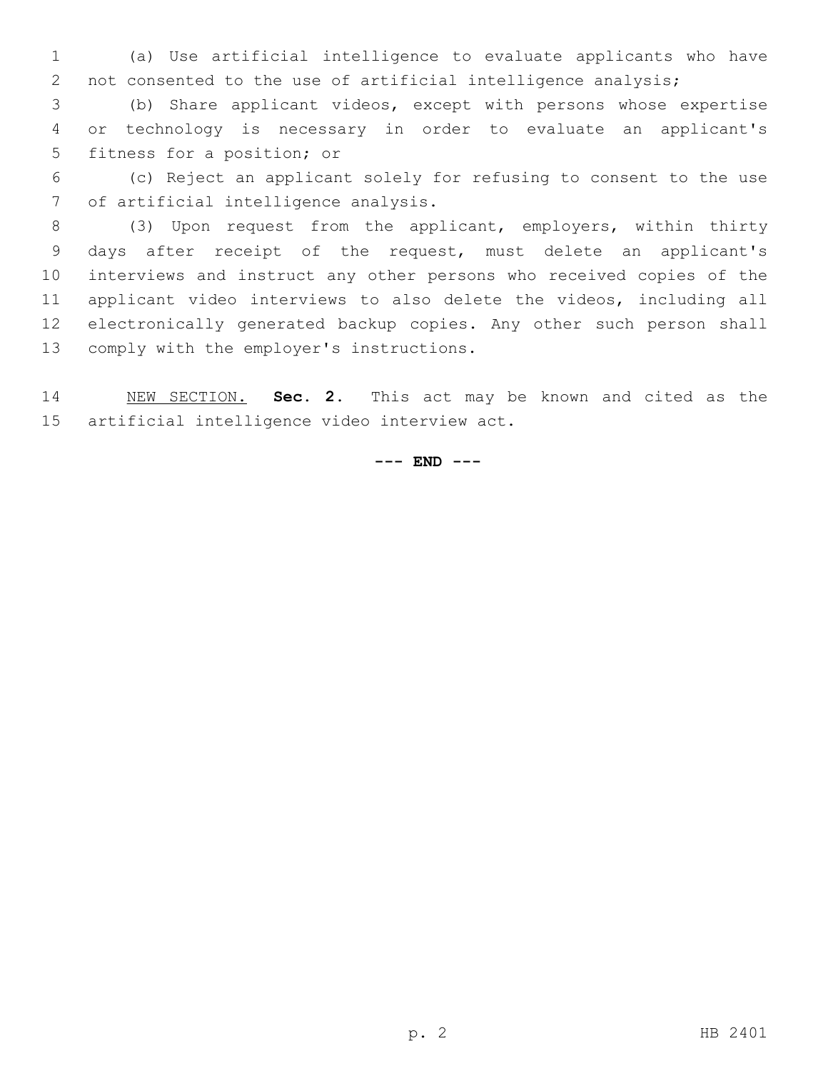(a) Use artificial intelligence to evaluate applicants who have not consented to the use of artificial intelligence analysis;

(b) Share applicant videos, except with persons whose expertise or technology is necessary in order to evaluate an applicant's fitness for a position; or

(c) Reject an applicant solely for refusing to consent to the use of artificial intelligence analysis.

(3) Upon request from the applicant, employers, within thirty days after receipt of the request, must delete an applicant's interviews and instruct any other persons who received copies of the applicant video interviews to also delete the videos, including all electronically generated backup copies. Any other such person shall comply with the employer's instructions.

NEW SECTION. **Sec. 2.** This act may be known and cited as the artificial intelligence video interview act.

**--- END ---**